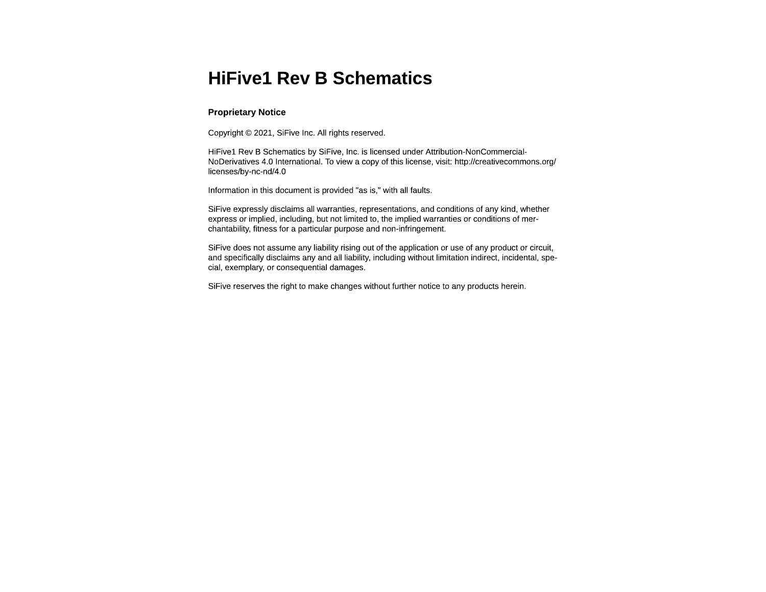# HiFive1 Rev B Schematics

### Proprietary Notice

Copyright © 2021, SiFive Inc. All rights reserved.

HiFive1 Rev B Schematics by SiFive, Inc. is licensed under Attribution-NonCommercial-NoDerivatives 4.0 International. To view a copy of this license, visit: http://creativecommons.org/licenses/by-nc-nd/4.0

Information in this document is provided "as is," with all faults.

SiFive expressly disclaims all warranties, representations, and conditions of any kind, whether express or implied, including, but not limited to, the implied warranties or conditions of merchantability, fitness for a particular purpose and non-infringement.

SiFive does not assume any liability rising out of the application or use of any product or circuit, and specifically disclaims any and all liability, including without limitation indirect, incidental, special, exemplary, or consequential damages.

SiFive reserves the right to make changes without further notice to any products herein.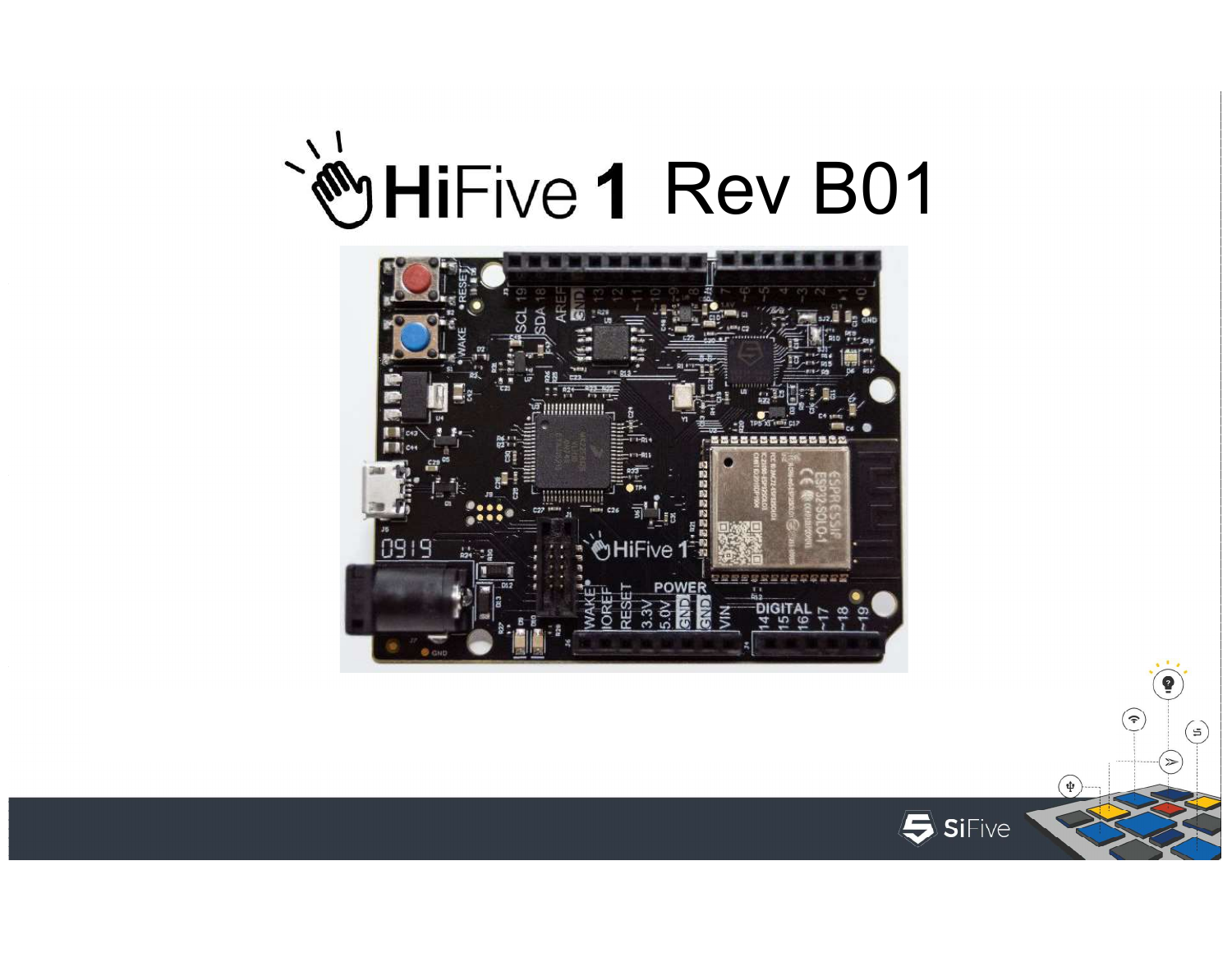# HiFive 1 Rev B01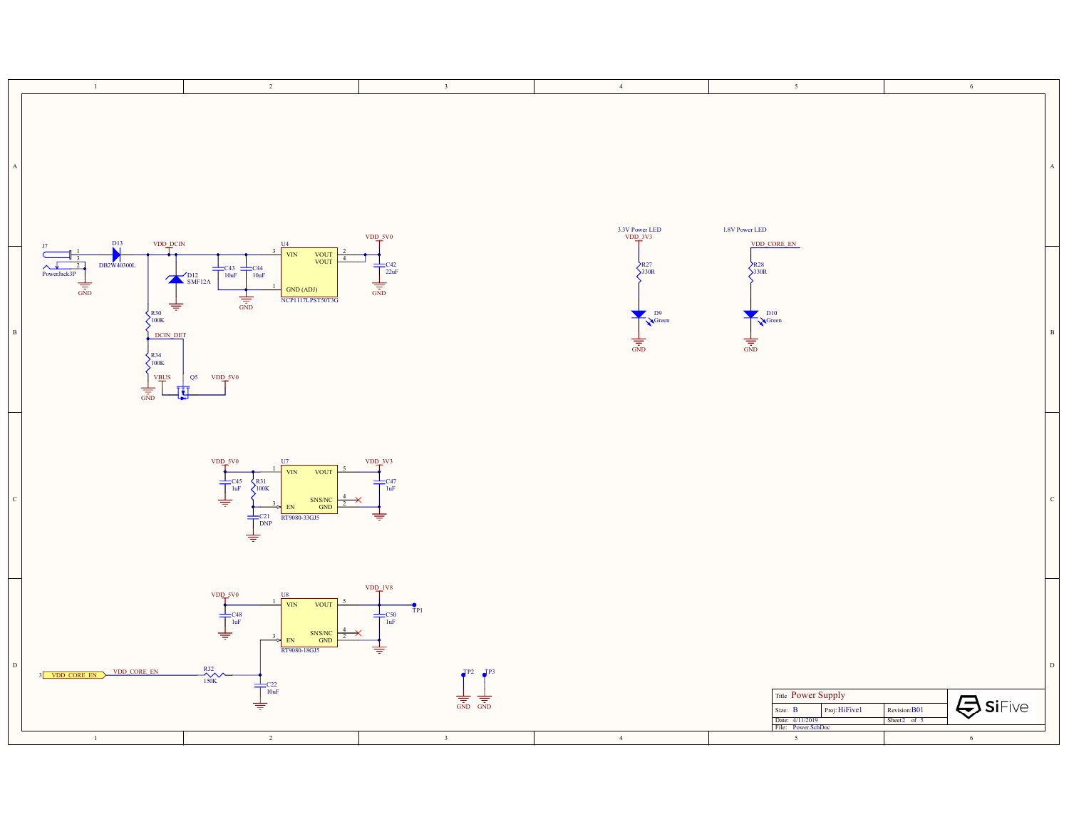J7
PowerJack3P
1
3
2
GND

D13
DB2W40300L

VDD_DCIN

D12
SMF12A

C43
10uF

C44
10uF

GND

U4
3 VIN
VOUT 2
VOUT 4
1 GND (ADJ)
NCP1117LPST50T3G

VDD_5V0

C42
22uF

GND

R30
100K

DCIN_DET

R34
100K

GND

VBUS

Q5

VDD_5V0

3.3V Power LED
VDD_3V3
R27
330R
D9
Green
GND

1.8V Power LED
VDD_CORE_EN
R28
330R
D10
Green
GND

VDD_5V0
C45
1uF
R31
100K
C21
DNP

U7
1 VIN
VOUT 5
SNS/NC 4
3 EN
GND 2
RT9080-33GJ5

VDD_3V3
C47
1uF

VDD_5V0
C48
1uF

U8
1 VIN
VOUT 5
SNS/NC 4
3 EN
GND 2
RT9080-18GJ5

VDD_1V8
TP1
C50
1uF

3 VDD_CORE_EN
VDD_CORE_EN
R32
150K
C22
10uF

TP2
GND
TP3
GND

| Title | Power Supply | | |
|---|---|---|---|
| Size: B | Proj: HiFive1 | Revision: B01 | SiFive |
| Date: 4/11/2019 | | Sheet 2 of 5 | |
| File: Power.SchDoc | | | |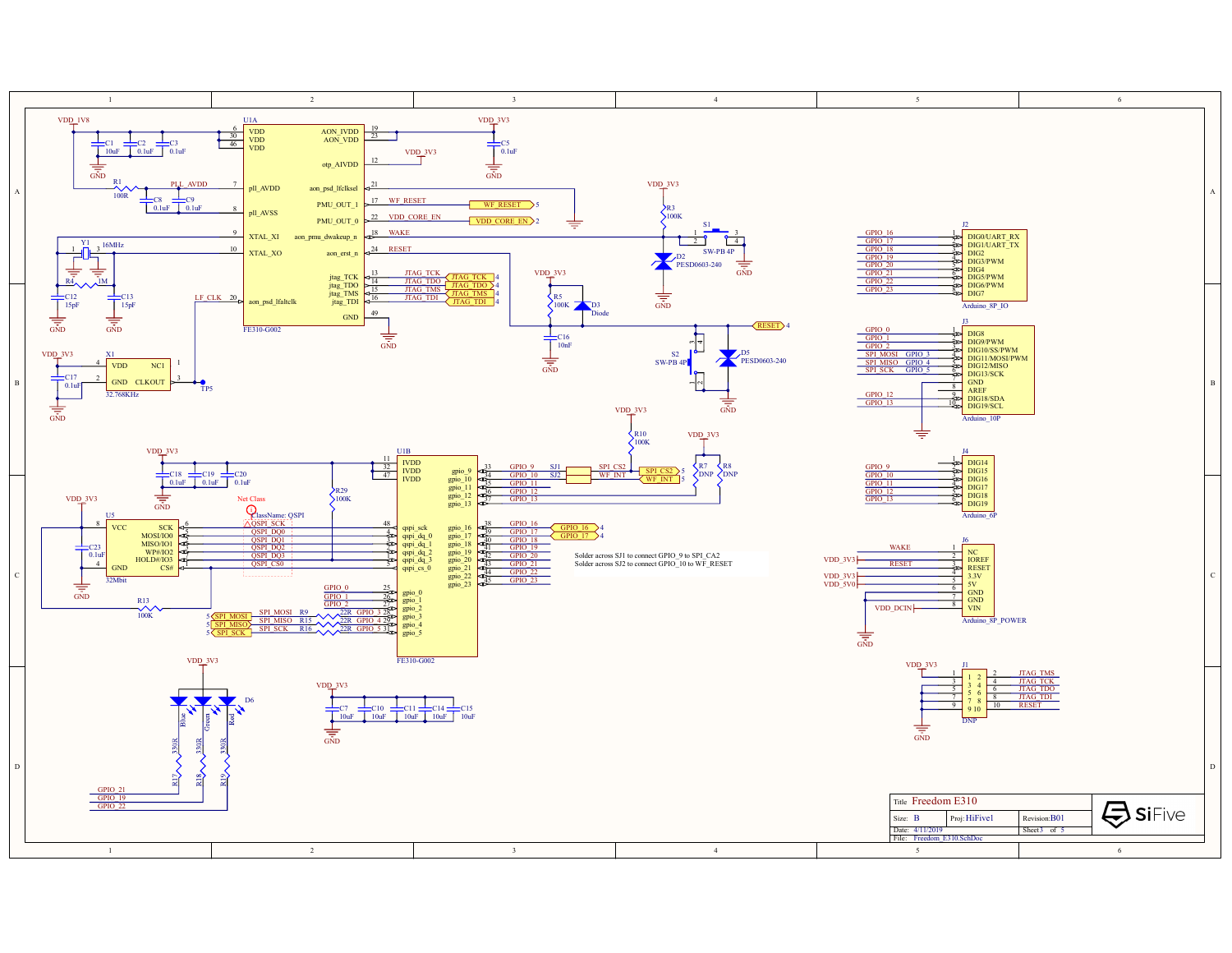Solder across SJ1 to connect GPIO_9 to SPI_CA2

Solder across SJ2 to connect GPIO_10 to WF_RESET

| | | | |
|---|---|---|---|
| Title | Freedom E310 | | |
| Size: B | Proj: HiFive1 | Revision: B01 | |
| Date: 4/11/2019 | | Sheet 3 of 5 | |
| File: Freedom_E310.SchDoc | | | |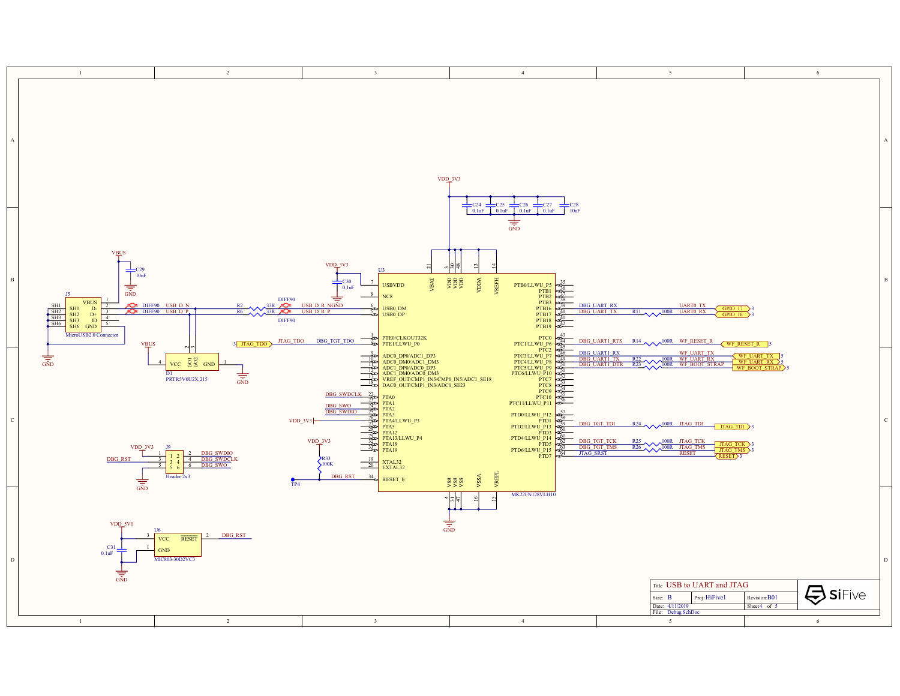# USB to UART and JTAG

**VDD_3V3** decoupling: C24 0.1uF, C25 0.1uF, C26 0.1uF, C27 0.1uF, C28 10uF — GND

**J5** MicroUSB2.0 Connector

| Pin | Name | Net |
|---|---|---|
| 1 | VBUS | VBUS (C29 10uF to GND) |
| 2 | D- | USB_D_N (DIFF90) |
| 3 | D+ | USB_D_P (DIFF90) |
| 4 | ID | |
| 5 | GND | GND |
| SH1, SH2, SH3, SH6 | SH1, SH2, SH3, SH6 | GND |

- R2 33R: USB_D_N → USB_D_R_NGND (DIFF90)
- R6 33R: USB_D_P → USB_D_R_P (DIFF90)
- D1 PRTR5V0U2X,215: VCC (4) — VBUS; I/O1 (2), I/O2 (3) — USB_D_N / USB_D_P; GND (1) — GND

**U3** MK22FN128VLH10

| Pin | Name | Net |
|---|---|---|
| 7 | USBVDD | VDD_3V3 (C30 0.1uF) |
| 8 | NC8 | |
| 6 | USB0_DM | USB_D_R_NGND |
| 5 | USB0_DP | USB_D_R_P |
| 1 | PTE0/CLKOUT32K | |
| 2 | PTE1/LLWU_P0 | DBG_TGT_TDO → JTAG_TDO (3) |
| 9 | ADC0_DP0/ADC1_DP3 | |
| 10 | ADC0_DM0/ADC1_DM3 | |
| 11 | ADC1_DP0/ADC0_DP3 | |
| 12 | ADC1_DM0/ADC0_DM3 | |
| 17 | VREF_OUT/CMP1_IN5/CMP0_IN5/ADC1_SE18 | |
| 18 | DAC0_OUT/CMP1_IN3/ADC0_SE23 | |
| 22 | PTA0 | DBG_SWDCLK |
| 23 | PTA1 | |
| 24 | PTA2 | DBG_SWO |
| 25 | PTA3 | DBG_SWDIO |
| 26 | PTA4/LLWU_P3 | VDD_3V3 |
| 27 | PTA5 | |
| 28 | PTA12 | |
| 29 | PTA13/LLWU_P4 | |
| 32 | PTA18 | |
| 33 | PTA19 | |
| 19 | XTAL32 | |
| 20 | EXTAL32 | |
| 34 | RESET_b | DBG_RST (R33 100K to VDD_3V3, TP4) |
| 21 | VBAT | VDD_3V3 |
| 3, 30, 48 | VDD | VDD_3V3 |
| 13 | VDDA | VDD_3V3 |
| 14 | VREFH | VDD_3V3 |
| 4, 31, 47 | VSS | GND |
| 16 | VSSA | GND |
| 15 | VREFL | GND |
| 35 | PTB0/LLWU_P5 | |
| 36 | PTB1 | |
| 37 | PTB2 | |
| 38 | PTB3 | |
| 39 | PTB16 | DBG_UART_RX — UART0_TX → GPIO_17 (3) |
| 40 | PTB17 | DBG_UART_TX — R11 100R — UART0_RX → GPIO_16 (3) |
| 41 | PTB18 | |
| 42 | PTB19 | |
| 43 | PTC0 | |
| 44 | PTC1/LLWU_P6 | DBG_UART1_RTS — R14 100R — WF_RESET_R (5) |
| 45 | PTC2 | |
| 46 | PTC3/LLWU_P7 | DBG_UART1_RX — WF_UART_TX (5) |
| 49 | PTC4/LLWU_P8 | DBG_UART1_TX — R22 100R — WF_UART_RX (5) |
| 50 | PTC5/LLWU_P9 | DBG_UART1_DTR — R23 100R — WF_BOOT_STRAP (5) |
| 51 | PTC6/LLWU_P10 | |
| 52 | PTC7 | |
| 53 | PTC8 | |
| 54 | PTC9 | |
| 55 | PTC10 | |
| 56 | PTC11/LLWU_P11 | |
| 57 | PTD0/LLWU_P12 | |
| 58 | PTD1 | |
| 59 | PTD2/LLWU_P13 | DBG_TGT_TDI — R24 100R — JTAG_TDI (3) |
| 60 | PTD3 | |
| 61 | PTD4/LLWU_P14 | |
| 62 | PTD5 | DBG_TGT_TCK — R25 100R — JTAG_TCK (3) |
| 63 | PTD6/LLWU_P15 | DBG_TGT_TMS — R26 100R — JTAG_TMS (3) |
| 64 | PTD7 | JTAG_SRST — RESET (3) |

**J9** Header 2x3

| Pin | Net |
|---|---|
| 1 | VDD_3V3 |
| 2 | DBG_SWDIO |
| 3 | DBG_RST |
| 4 | DBG_SWDCLK |
| 5 | GND |
| 6 | DBG_SWO |

**U6** MIC803-30D2VC3

| Pin | Name | Net |
|---|---|---|
| 3 | VCC | VDD_5V0 (C31 0.1uF to GND) |
| 1 | GND | GND |
| 2 | RESET | DBG_RST |

| Title | USB to UART and JTAG | |
|---|---|---|
| Size: B | Proj: HiFive1 | Revision: B01 |
| Date: 4/11/2019 | | Sheet 4 of 5 |
| File: Debug.SchDoc | | |

SiFive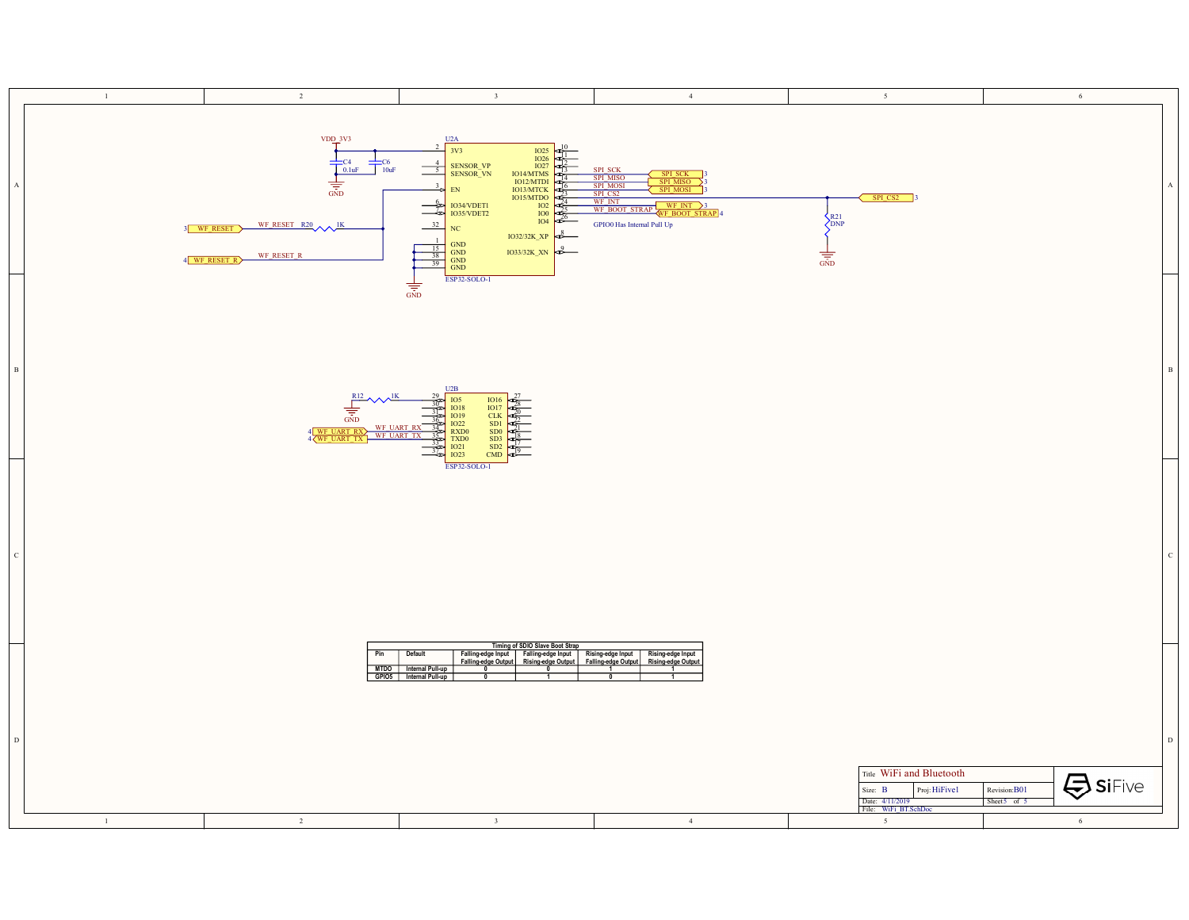VDD_3V3

C4 0.1uF

C6 10uF

GND

U2A

| Pin | Name | Name | Pin |
|---|---|---|---|
| 2 | 3V3 | IO25 | 10 |
| 4 | SENSOR_VP | IO26 | 11 |
| 5 | SENSOR_VN | IO27 | 12 |
| 3 | EN | IO14/MTMS | 13 |
| 6 | IO34/VDET1 | IO12/MTDI | 14 |
| 7 | IO35/VDET2 | IO13/MTCK | 16 |
| 32 | NC | IO15/MTDO | 23 |
| 1 | GND | IO2 | 24 |
| 15 | GND | IO0 | 25 |
| 38 | GND | IO4 | 26 |
| 39 | GND | IO32/32K_XP | 8 |
| | | IO33/32K_XN | 9 |

ESP32-SOLO-1

WF_RESET — WF_RESET — R20 1K

WF_RESET_R — WF_RESET_R

SPI_SCK — SPI_SCK 3

SPI_MISO — SPI_MISO 3

SPI_MOSI — SPI_MOSI 3

SPI_CS2 — SPI_CS2 3

WF_INT — WF_INT 3

WF_BOOT_STRAP — WF_BOOT_STRAP 4

GPIO0 Has Internal Pull Up

R21 DNP

GND

U2B

| Pin | Name | Name | Pin |
|---|---|---|---|
| 29 | IO5 | IO16 | 27 |
| 30 | IO18 | IO17 | 28 |
| 31 | IO19 | CLK | 20 |
| 36 | IO22 | SD1 | 22 |
| 34 | RXD0 | SD0 | 21 |
| 35 | TXD0 | SD3 | 18 |
| 33 | IO21 | SD2 | 17 |
| 37 | IO23 | CMD | 19 |

ESP32-SOLO-1

R12 1K

GND

WF_UART_RX — WF_UART_RX

WF_UART_TX — WF_UART_TX

**Timing of SDIO Slave Boot Strap**

| Pin | Default | Falling-edge Input Falling-edge Output | Falling-edge Input Rising-edge Output | Rising-edge Input Falling-edge Output | Rising-edge Input Rising-edge Output |
|---|---|---|---|---|---|
| MTDO | Internal Pull-up | 0 | 0 | 1 | 1 |
| GPIO5 | Internal Pull-up | 0 | 1 | 0 | 1 |

| | | |
|---|---|---|
| Title: WiFi and Bluetooth | | |
| Size: B | Proj: HiFive1 | Revision: B01 |
| Date: 4/11/2019 | | Sheet 5 of 5 |
| File: WiFi_BT.SchDoc | | |

SiFive